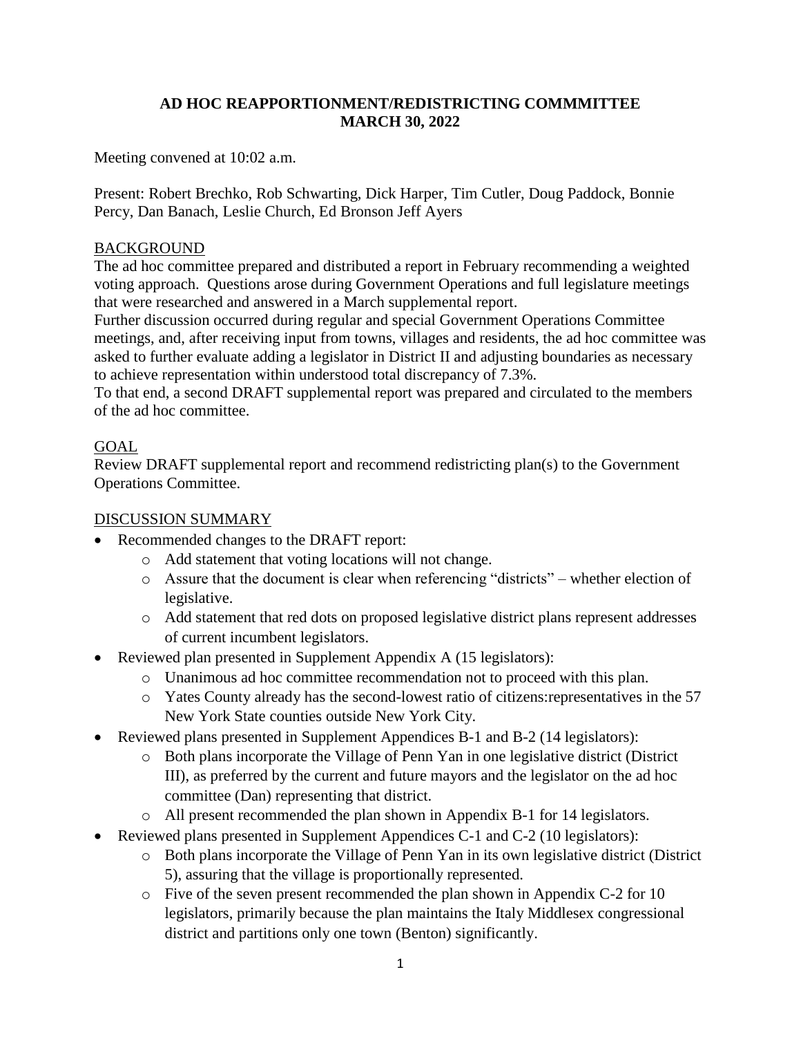# AD HOC REAPPORTIONMENT/REDISTRICTING COMMMITTEE
## MARCH 30, 2022

Meeting convened at 10:02 a.m.

Present: Robert Brechko, Rob Schwarting, Dick Harper, Tim Cutler, Doug Paddock, Bonnie Percy, Dan Banach, Leslie Church, Ed Bronson Jeff Ayers

BACKGROUND

The ad hoc committee prepared and distributed a report in February recommending a weighted voting approach. Questions arose during Government Operations and full legislature meetings that were researched and answered in a March supplemental report.

Further discussion occurred during regular and special Government Operations Committee meetings, and, after receiving input from towns, villages and residents, the ad hoc committee was asked to further evaluate adding a legislator in District II and adjusting boundaries as necessary to achieve representation within understood total discrepancy of 7.3%.

To that end, a second DRAFT supplemental report was prepared and circulated to the members of the ad hoc committee.

GOAL

Review DRAFT supplemental report and recommend redistricting plan(s) to the Government Operations Committee.

DISCUSSION SUMMARY

- Recommended changes to the DRAFT report:
  - Add statement that voting locations will not change.
  - Assure that the document is clear when referencing "districts" – whether election of legislative.
  - Add statement that red dots on proposed legislative district plans represent addresses of current incumbent legislators.
- Reviewed plan presented in Supplement Appendix A (15 legislators):
  - Unanimous ad hoc committee recommendation not to proceed with this plan.
  - Yates County already has the second-lowest ratio of citizens:representatives in the 57 New York State counties outside New York City.
- Reviewed plans presented in Supplement Appendices B-1 and B-2 (14 legislators):
  - Both plans incorporate the Village of Penn Yan in one legislative district (District III), as preferred by the current and future mayors and the legislator on the ad hoc committee (Dan) representing that district.
  - All present recommended the plan shown in Appendix B-1 for 14 legislators.
- Reviewed plans presented in Supplement Appendices C-1 and C-2 (10 legislators):
  - Both plans incorporate the Village of Penn Yan in its own legislative district (District 5), assuring that the village is proportionally represented.
  - Five of the seven present recommended the plan shown in Appendix C-2 for 10 legislators, primarily because the plan maintains the Italy Middlesex congressional district and partitions only one town (Benton) significantly.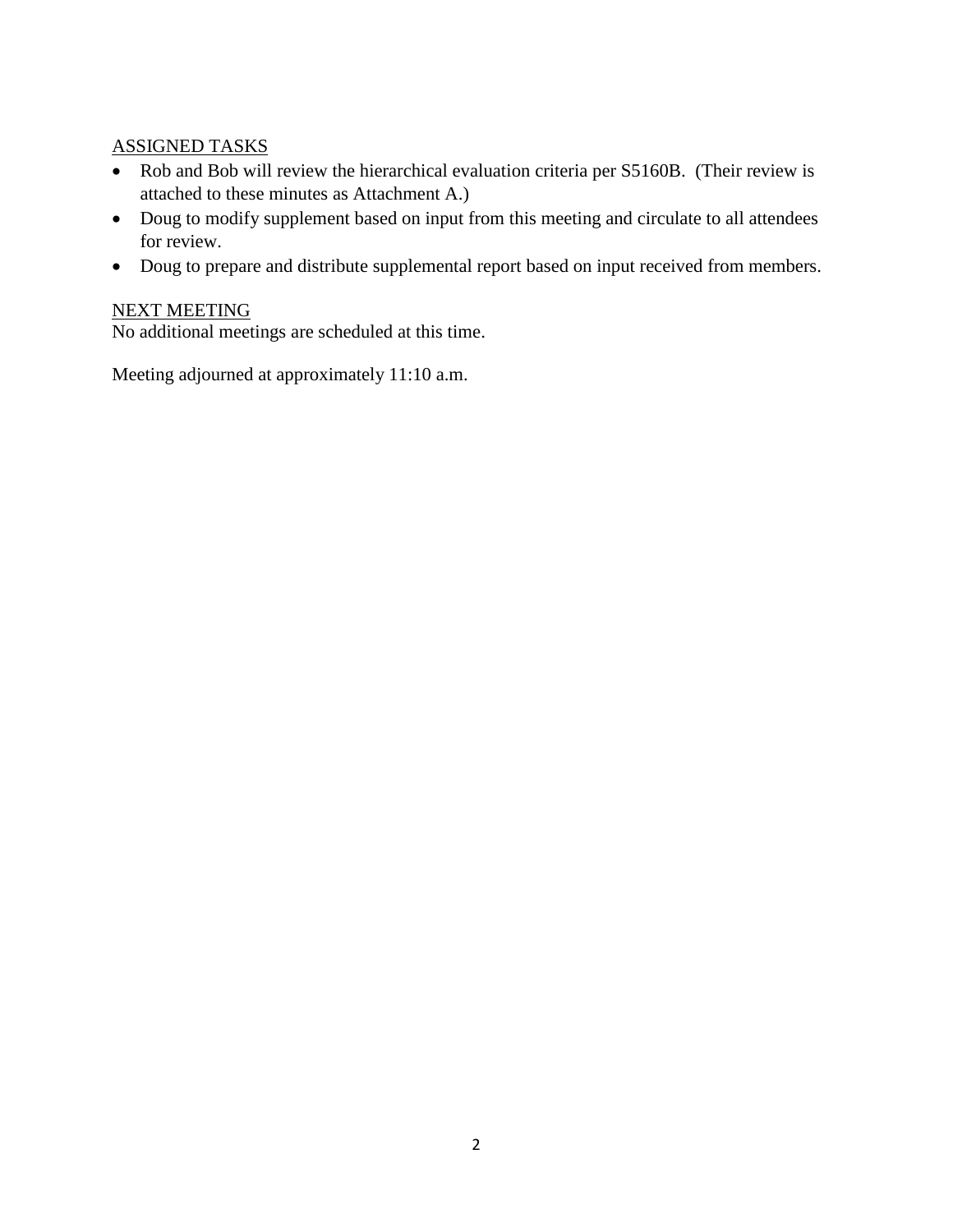<u>ASSIGNED TASKS</u>

- Rob and Bob will review the hierarchical evaluation criteria per S5160B. (Their review is attached to these minutes as Attachment A.)
- Doug to modify supplement based on input from this meeting and circulate to all attendees for review.
- Doug to prepare and distribute supplemental report based on input received from members.

<u>NEXT MEETING</u>

No additional meetings are scheduled at this time.

Meeting adjourned at approximately 11:10 a.m.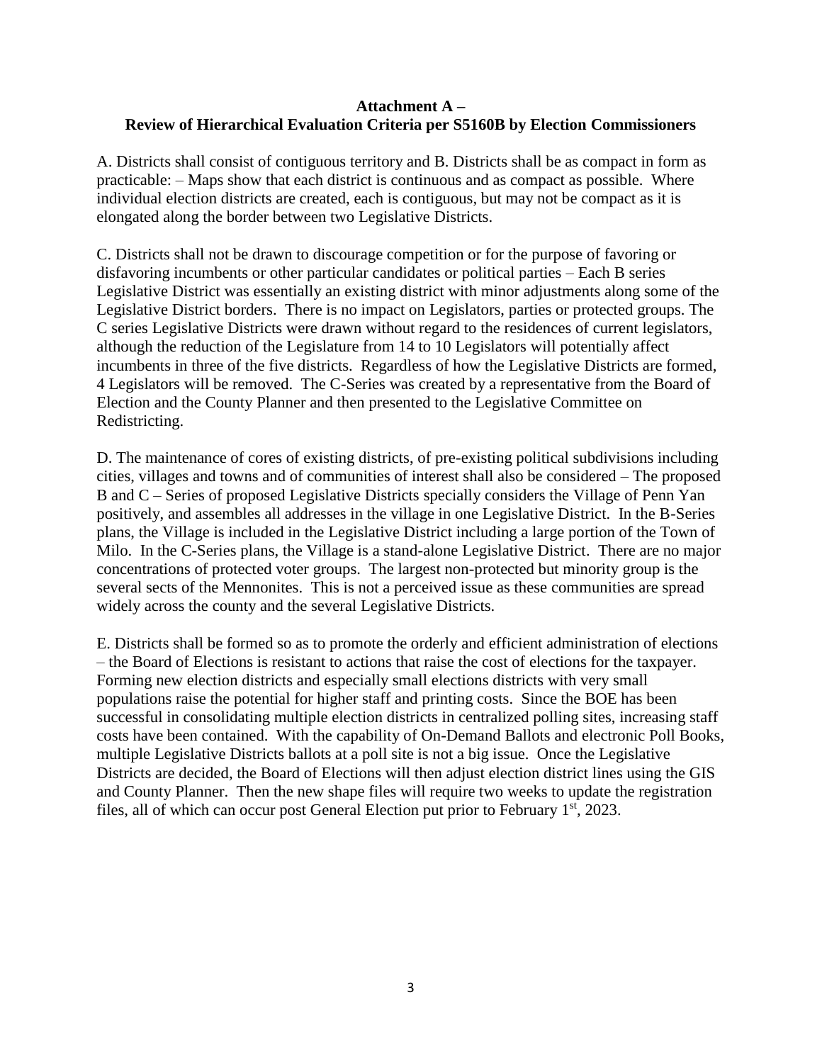**Attachment A –**
**Review of Hierarchical Evaluation Criteria per S5160B by Election Commissioners**

A. Districts shall consist of contiguous territory and B. Districts shall be as compact in form as practicable: – Maps show that each district is continuous and as compact as possible. Where individual election districts are created, each is contiguous, but may not be compact as it is elongated along the border between two Legislative Districts.

C. Districts shall not be drawn to discourage competition or for the purpose of favoring or disfavoring incumbents or other particular candidates or political parties – Each B series Legislative District was essentially an existing district with minor adjustments along some of the Legislative District borders. There is no impact on Legislators, parties or protected groups. The C series Legislative Districts were drawn without regard to the residences of current legislators, although the reduction of the Legislature from 14 to 10 Legislators will potentially affect incumbents in three of the five districts. Regardless of how the Legislative Districts are formed, 4 Legislators will be removed. The C-Series was created by a representative from the Board of Election and the County Planner and then presented to the Legislative Committee on Redistricting.

D. The maintenance of cores of existing districts, of pre-existing political subdivisions including cities, villages and towns and of communities of interest shall also be considered – The proposed B and C – Series of proposed Legislative Districts specially considers the Village of Penn Yan positively, and assembles all addresses in the village in one Legislative District. In the B-Series plans, the Village is included in the Legislative District including a large portion of the Town of Milo. In the C-Series plans, the Village is a stand-alone Legislative District. There are no major concentrations of protected voter groups. The largest non-protected but minority group is the several sects of the Mennonites. This is not a perceived issue as these communities are spread widely across the county and the several Legislative Districts.

E. Districts shall be formed so as to promote the orderly and efficient administration of elections – the Board of Elections is resistant to actions that raise the cost of elections for the taxpayer. Forming new election districts and especially small elections districts with very small populations raise the potential for higher staff and printing costs. Since the BOE has been successful in consolidating multiple election districts in centralized polling sites, increasing staff costs have been contained. With the capability of On-Demand Ballots and electronic Poll Books, multiple Legislative Districts ballots at a poll site is not a big issue. Once the Legislative Districts are decided, the Board of Elections will then adjust election district lines using the GIS and County Planner. Then the new shape files will require two weeks to update the registration files, all of which can occur post General Election put prior to February 1st, 2023.